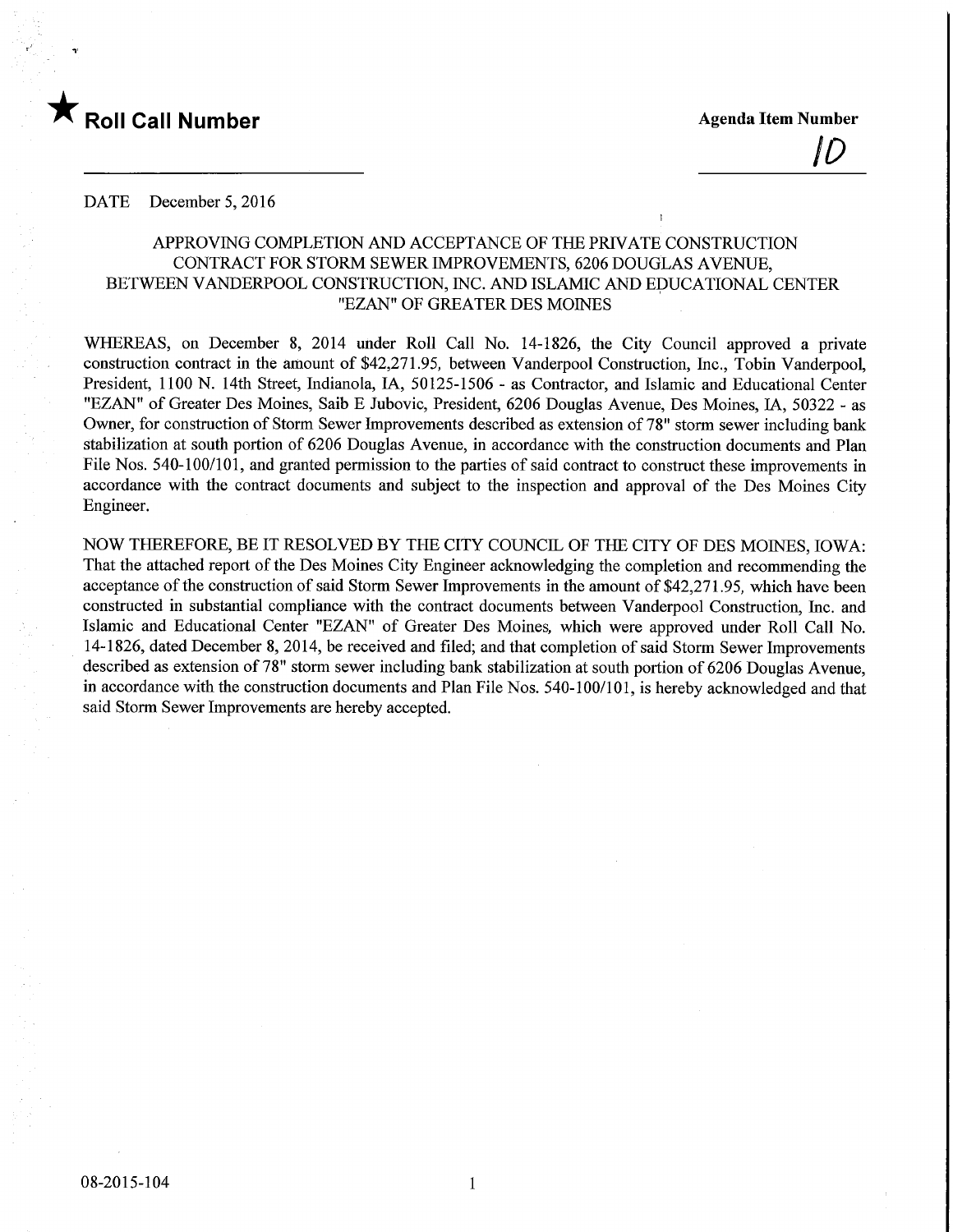★ **Roll Call Number**

**Agenda Item Number**

10

DATE December 5, 2016

APPROVING COMPLETION AND ACCEPTANCE OF THE PRIVATE CONSTRUCTION CONTRACT FOR STORM SEWER IMPROVEMENTS, 6206 DOUGLAS AVENUE, BETWEEN VANDERPOOL CONSTRUCTION, INC. AND ISLAMIC AND EDUCATIONAL CENTER "EZAN" OF GREATER DES MOINES

WHEREAS, on December 8, 2014 under Roll Call No. 14-1826, the City Council approved a private construction contract in the amount of $42,271.95, between Vanderpool Construction, Inc., Tobin Vanderpool, President, 1100 N. 14th Street, Indianola, IA, 50125-1506 - as Contractor, and Islamic and Educational Center "EZAN" of Greater Des Moines, Saib E Jubovic, President, 6206 Douglas Avenue, Des Moines, IA, 50322 - as Owner, for construction of Storm Sewer Improvements described as extension of 78" storm sewer including bank stabilization at south portion of 6206 Douglas Avenue, in accordance with the construction documents and Plan File Nos. 540-100/101, and granted permission to the parties of said contract to construct these improvements in accordance with the contract documents and subject to the inspection and approval of the Des Moines City Engineer.

NOW THEREFORE, BE IT RESOLVED BY THE CITY COUNCIL OF THE CITY OF DES MOINES, IOWA: That the attached report of the Des Moines City Engineer acknowledging the completion and recommending the acceptance of the construction of said Storm Sewer Improvements in the amount of $42,271.95, which have been constructed in substantial compliance with the contract documents between Vanderpool Construction, Inc. and Islamic and Educational Center "EZAN" of Greater Des Moines, which were approved under Roll Call No. 14-1826, dated December 8, 2014, be received and filed; and that completion of said Storm Sewer Improvements described as extension of 78" storm sewer including bank stabilization at south portion of 6206 Douglas Avenue, in accordance with the construction documents and Plan File Nos. 540-100/101, is hereby acknowledged and that said Storm Sewer Improvements are hereby accepted.

08-2015-104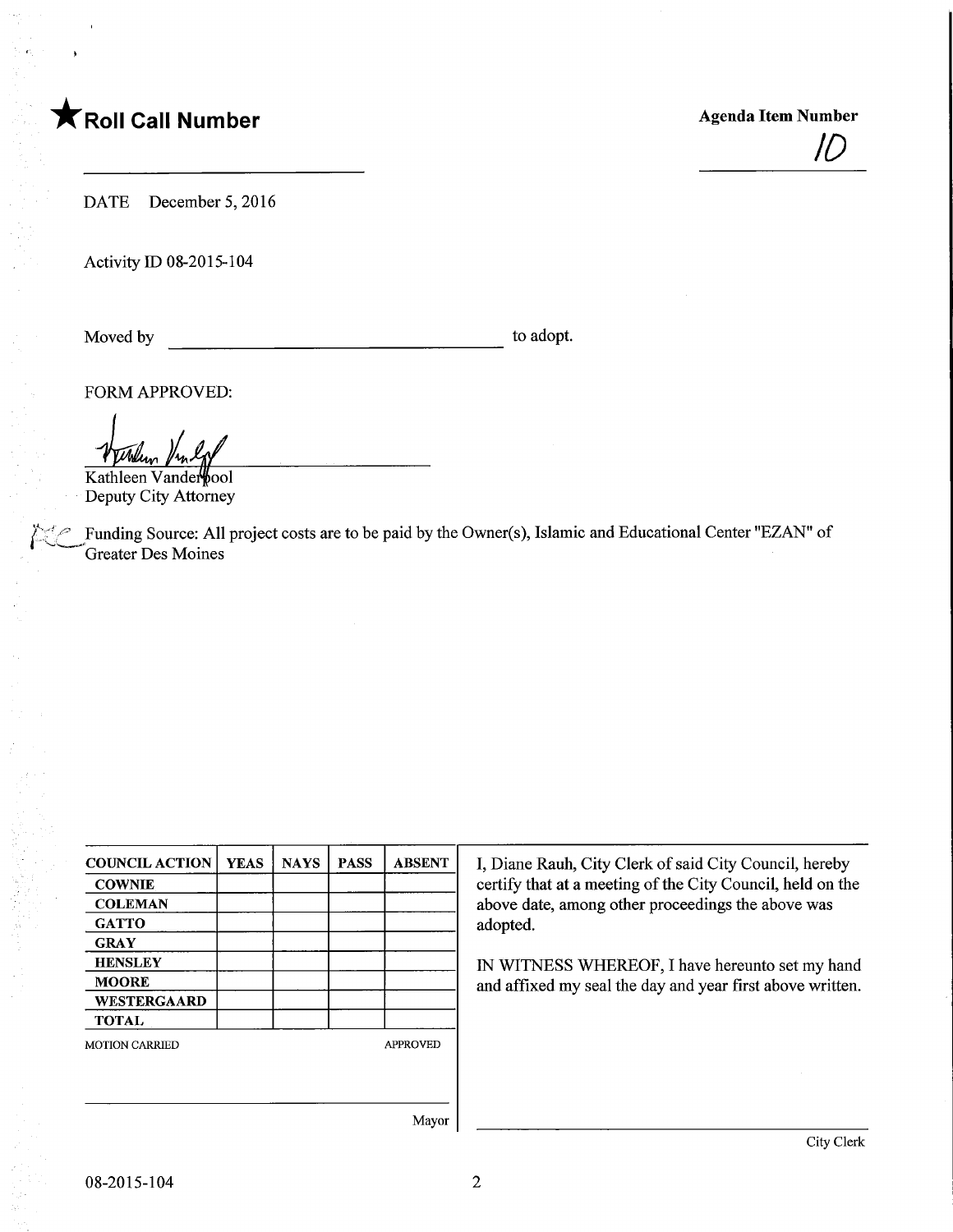★ **Roll Call Number**

**Agenda Item Number**

10

DATE December 5, 2016

Activity ID 08-2015-104

Moved by ________________________________ to adopt.

FORM APPROVED:

Kathleen Vanderpool
Deputy City Attorney

Funding Source: All project costs are to be paid by the Owner(s), Islamic and Educational Center "EZAN" of Greater Des Moines

| COUNCIL ACTION | YEAS | NAYS | PASS | ABSENT |
|---|---|---|---|---|
| COWNIE | | | | |
| COLEMAN | | | | |
| GATTO | | | | |
| GRAY | | | | |
| HENSLEY | | | | |
| MOORE | | | | |
| WESTERGAARD | | | | |
| TOTAL | | | | |

MOTION CARRIED APPROVED

Mayor

I, Diane Rauh, City Clerk of said City Council, hereby certify that at a meeting of the City Council, held on the above date, among other proceedings the above was adopted.

IN WITNESS WHEREOF, I have hereunto set my hand and affixed my seal the day and year first above written.

City Clerk

08-2015-104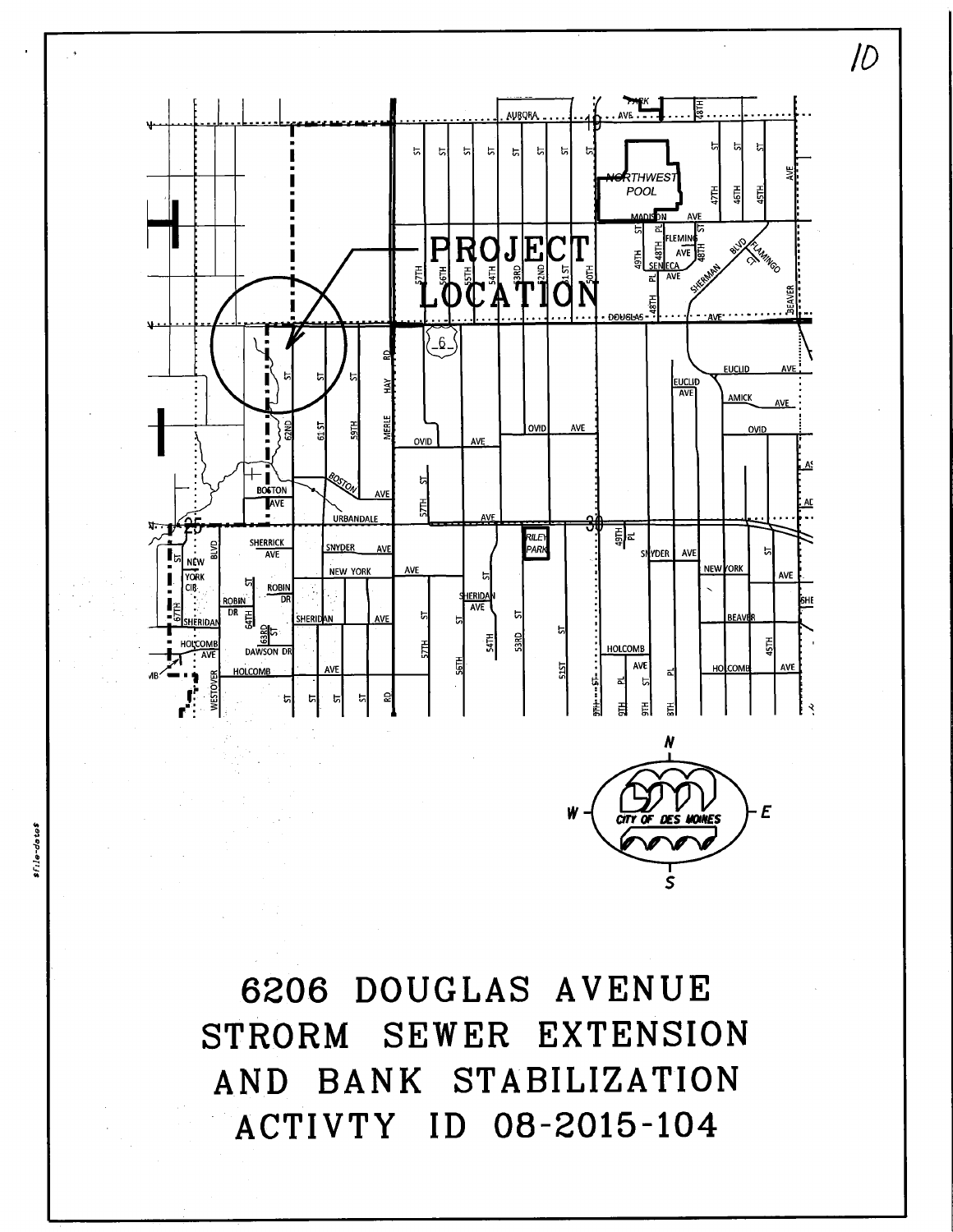# 6206 DOUGLAS AVENUE STRORM SEWER EXTENSION AND BANK STABILIZATION ACTIVTY ID 08-2015-104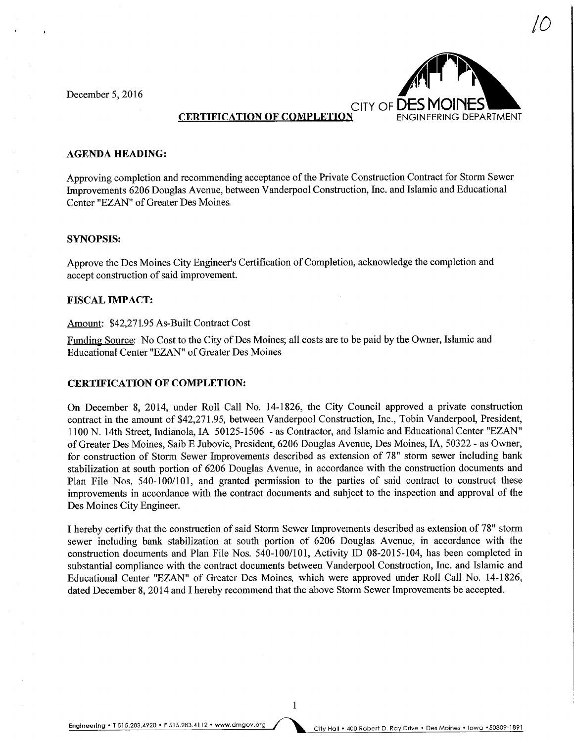December 5, 2016

CITY OF DES MOINES
ENGINEERING DEPARTMENT

**CERTIFICATION OF COMPLETION**

**AGENDA HEADING:**

Approving completion and recommending acceptance of the Private Construction Contract for Storm Sewer Improvements 6206 Douglas Avenue, between Vanderpool Construction, Inc. and Islamic and Educational Center "EZAN" of Greater Des Moines.

**SYNOPSIS:**

Approve the Des Moines City Engineer's Certification of Completion, acknowledge the completion and accept construction of said improvement.

**FISCAL IMPACT:**

Amount: $42,271.95 As-Built Contract Cost

Funding Source: No Cost to the City of Des Moines; all costs are to be paid by the Owner, Islamic and Educational Center "EZAN" of Greater Des Moines

**CERTIFICATION OF COMPLETION:**

On December 8, 2014, under Roll Call No. 14-1826, the City Council approved a private construction contract in the amount of $42,271.95, between Vanderpool Construction, Inc., Tobin Vanderpool, President, 1100 N. 14th Street, Indianola, IA 50125-1506 - as Contractor, and Islamic and Educational Center "EZAN" of Greater Des Moines, Saib E Jubovic, President, 6206 Douglas Avenue, Des Moines, IA, 50322 - as Owner, for construction of Storm Sewer Improvements described as extension of 78" storm sewer including bank stabilization at south portion of 6206 Douglas Avenue, in accordance with the construction documents and Plan File Nos. 540-100/101, and granted permission to the parties of said contract to construct these improvements in accordance with the contract documents and subject to the inspection and approval of the Des Moines City Engineer.

I hereby certify that the construction of said Storm Sewer Improvements described as extension of 78" storm sewer including bank stabilization at south portion of 6206 Douglas Avenue, in accordance with the construction documents and Plan File Nos. 540-100/101, Activity ID 08-2015-104, has been completed in substantial compliance with the contract documents between Vanderpool Construction, Inc. and Islamic and Educational Center "EZAN" of Greater Des Moines, which were approved under Roll Call No. 14-1826, dated December 8, 2014 and I hereby recommend that the above Storm Sewer Improvements be accepted.

Engineering • T 515.283.4920 • F 515.283.4112 • www.dmgov.org City Hall • 400 Robert D. Ray Drive • Des Moines • Iowa • 50309-1891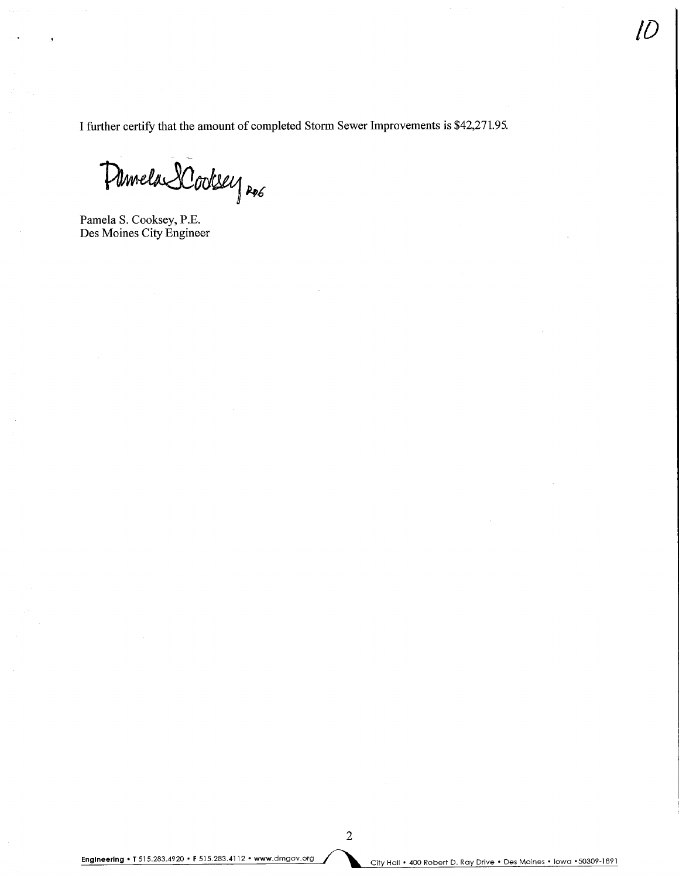I further certify that the amount of completed Storm Sewer Improvements is $42,271.95.

Pamela S. Cooksey RDG

Pamela S. Cooksey, P.E.
Des Moines City Engineer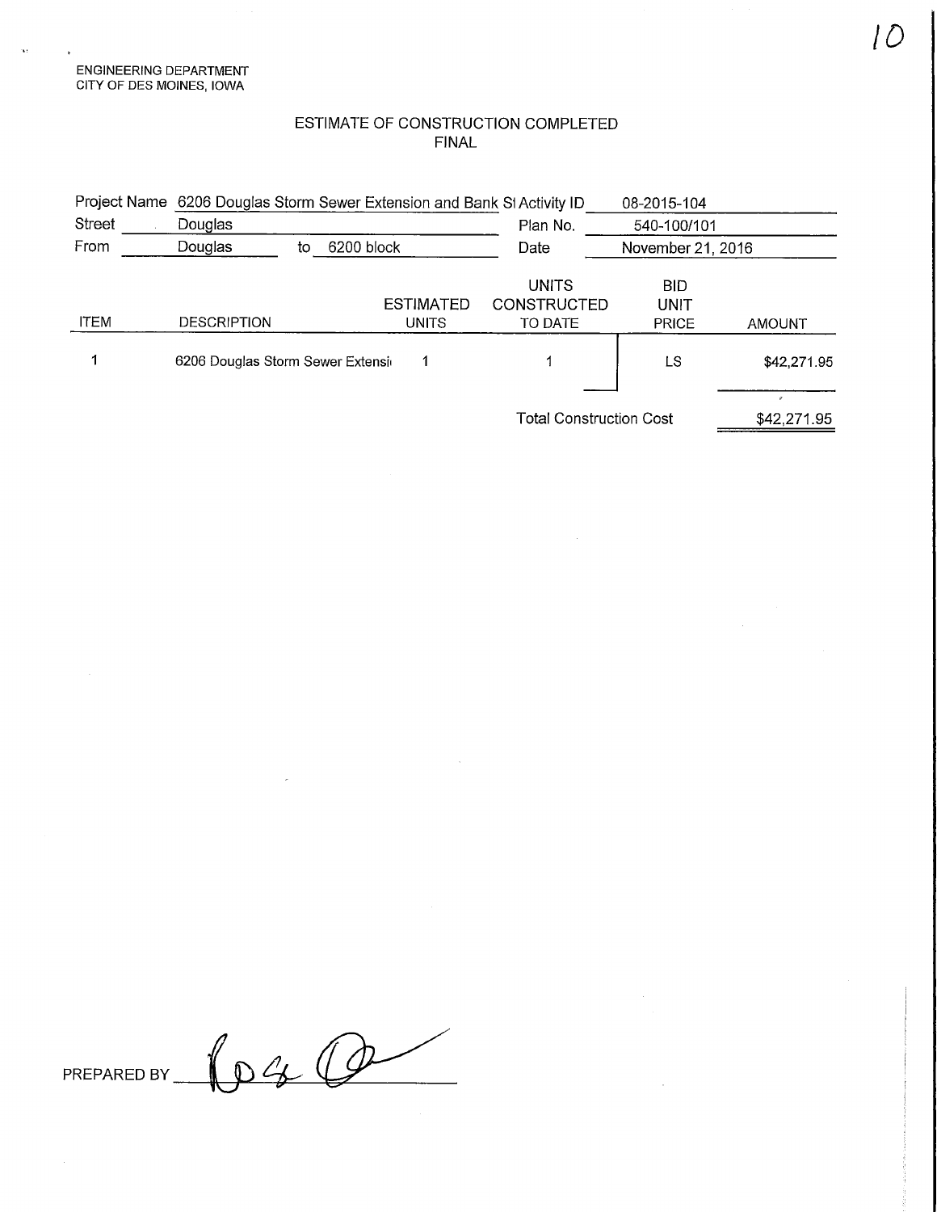ENGINEERING DEPARTMENT
CITY OF DES MOINES, IOWA

# ESTIMATE OF CONSTRUCTION COMPLETED
## FINAL

| | | | |
|---|---|---|---|
| Project Name | 6206 Douglas Storm Sewer Extension and Bank St | Activity ID | 08-2015-104 |
| Street | Douglas | Plan No. | 540-100/101 |
| From | Douglas to 6200 block | Date | November 21, 2016 |

| ITEM | DESCRIPTION | ESTIMATED UNITS | UNITS CONSTRUCTED TO DATE | BID UNIT PRICE | AMOUNT |
|---|---|---|---|---|---|
| 1 | 6206 Douglas Storm Sewer Extensi | 1 | 1 | LS | $42,271.95 |
| | | | Total Construction Cost | | $42,271.95 |

PREPARED BY [signature]